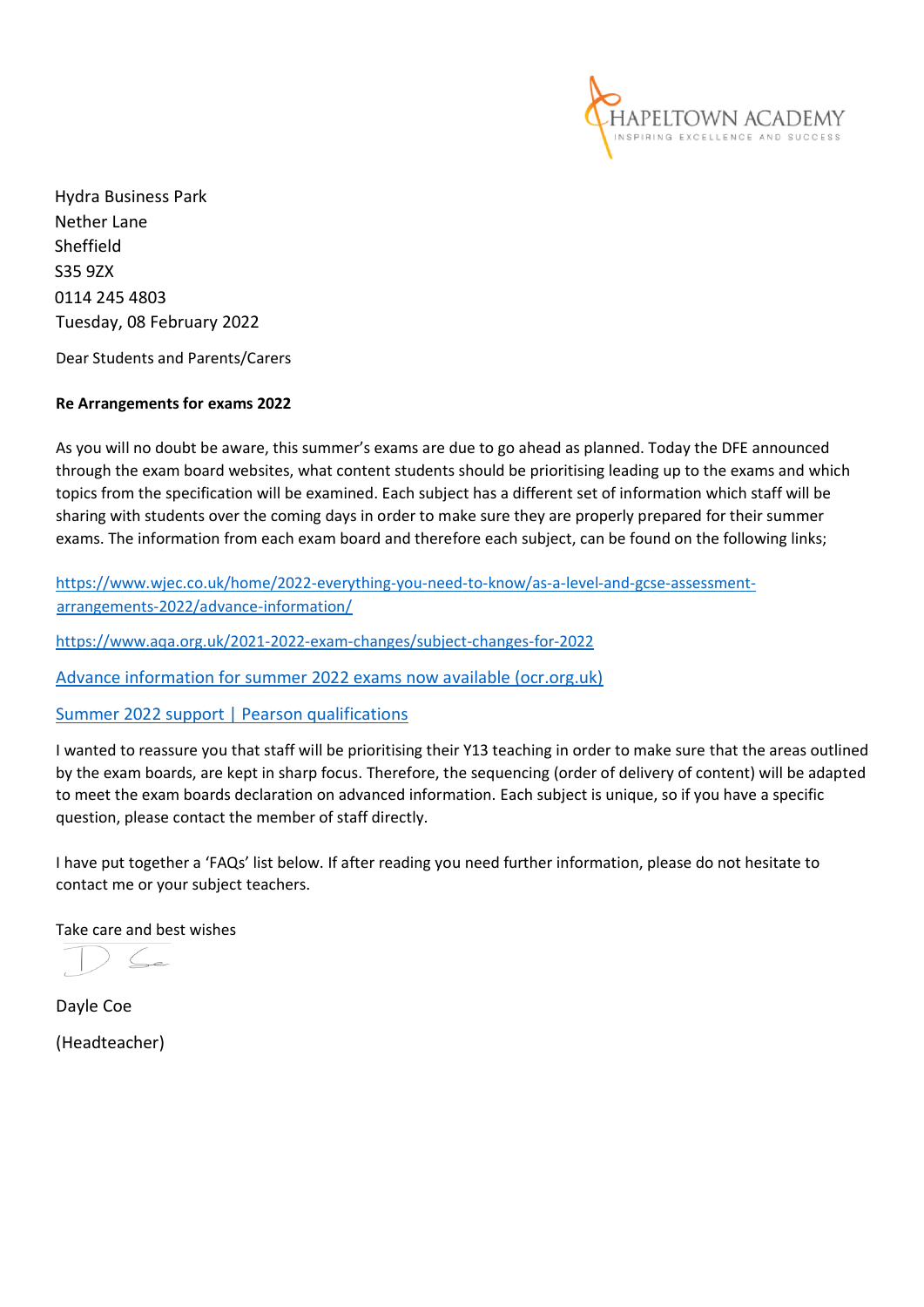CHAPELTOWN ACADEMY
INSPIRING EXCELLENCE AND SUCCESS

Hydra Business Park
Nether Lane
Sheffield
S35 9ZX
0114 245 4803
Tuesday, 08 February 2022

Dear Students and Parents/Carers

**Re Arrangements for exams 2022**

As you will no doubt be aware, this summer's exams are due to go ahead as planned. Today the DFE announced through the exam board websites, what content students should be prioritising leading up to the exams and which topics from the specification will be examined. Each subject has a different set of information which staff will be sharing with students over the coming days in order to make sure they are properly prepared for their summer exams. The information from each exam board and therefore each subject, can be found on the following links;

[https://www.wjec.co.uk/home/2022-everything-you-need-to-know/as-a-level-and-gcse-assessment-arrangements-2022/advance-information/](https://www.wjec.co.uk/home/2022-everything-you-need-to-know/as-a-level-and-gcse-assessment-arrangements-2022/advance-information/)

[https://www.aqa.org.uk/2021-2022-exam-changes/subject-changes-for-2022](https://www.aqa.org.uk/2021-2022-exam-changes/subject-changes-for-2022)

Advance information for summer 2022 exams now available (ocr.org.uk)

Summer 2022 support | Pearson qualifications

I wanted to reassure you that staff will be prioritising their Y13 teaching in order to make sure that the areas outlined by the exam boards, are kept in sharp focus. Therefore, the sequencing (order of delivery of content) will be adapted to meet the exam boards declaration on advanced information. Each subject is unique, so if you have a specific question, please contact the member of staff directly.

I have put together a 'FAQs' list below. If after reading you need further information, please do not hesitate to contact me or your subject teachers.

Take care and best wishes

Dayle Coe

(Headteacher)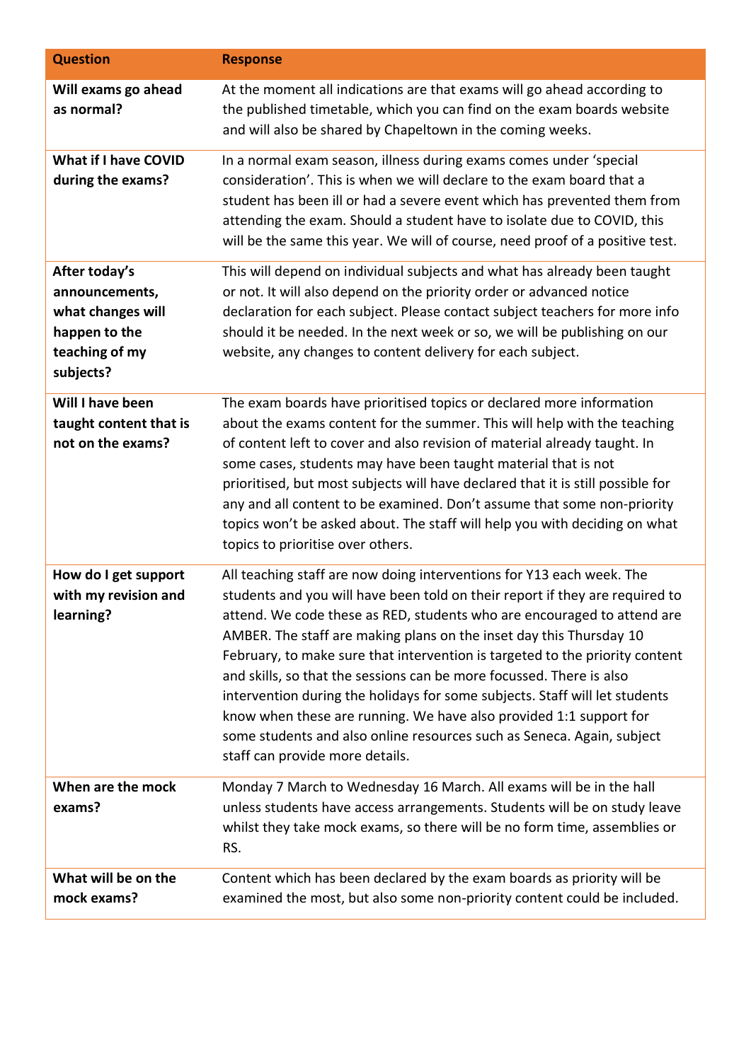| Question | Response |
|---|---|
| **Will exams go ahead as normal?** | At the moment all indications are that exams will go ahead according to the published timetable, which you can find on the exam boards website and will also be shared by Chapeltown in the coming weeks. |
| **What if I have COVID during the exams?** | In a normal exam season, illness during exams comes under 'special consideration'. This is when we will declare to the exam board that a student has been ill or had a severe event which has prevented them from attending the exam. Should a student have to isolate due to COVID, this will be the same this year. We will of course, need proof of a positive test. |
| **After today's announcements, what changes will happen to the teaching of my subjects?** | This will depend on individual subjects and what has already been taught or not. It will also depend on the priority order or advanced notice declaration for each subject. Please contact subject teachers for more info should it be needed. In the next week or so, we will be publishing on our website, any changes to content delivery for each subject. |
| **Will I have been taught content that is not on the exams?** | The exam boards have prioritised topics or declared more information about the exams content for the summer. This will help with the teaching of content left to cover and also revision of material already taught. In some cases, students may have been taught material that is not prioritised, but most subjects will have declared that it is still possible for any and all content to be examined. Don't assume that some non-priority topics won't be asked about. The staff will help you with deciding on what topics to prioritise over others. |
| **How do I get support with my revision and learning?** | All teaching staff are now doing interventions for Y13 each week. The students and you will have been told on their report if they are required to attend. We code these as RED, students who are encouraged to attend are AMBER. The staff are making plans on the inset day this Thursday 10 February, to make sure that intervention is targeted to the priority content and skills, so that the sessions can be more focussed. There is also intervention during the holidays for some subjects. Staff will let students know when these are running. We have also provided 1:1 support for some students and also online resources such as Seneca. Again, subject staff can provide more details. |
| **When are the mock exams?** | Monday 7 March to Wednesday 16 March. All exams will be in the hall unless students have access arrangements. Students will be on study leave whilst they take mock exams, so there will be no form time, assemblies or RS. |
| **What will be on the mock exams?** | Content which has been declared by the exam boards as priority will be examined the most, but also some non-priority content could be included. |